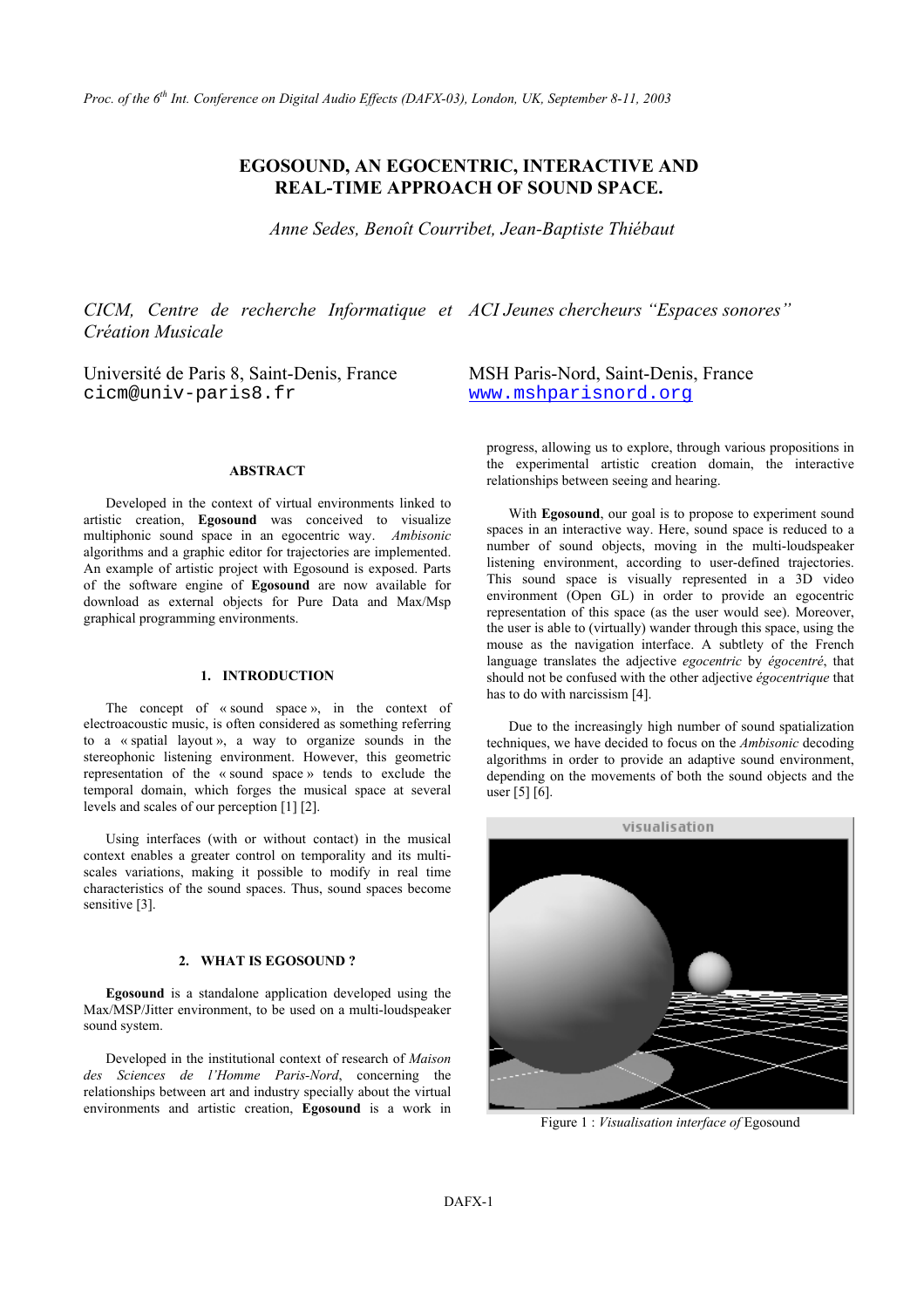# EGOSOUND, AN EGOCENTRIC, INTERACTIVE AND REAL-TIME APPROACH OF SOUND SPACE.

*Anne Sedes, Benoît Courribet, Jean-Baptiste Thiébaut*

*CICM, Centre de recherche Informatique et Création Musicale*

Université de Paris 8, Saint-Denis, France
cicm@univ-paris8.fr

*ACI Jeunes chercheurs "Espaces sonores"*

MSH Paris-Nord, Saint-Denis, France
www.mshparisnord.org

## ABSTRACT

Developed in the context of virtual environments linked to artistic creation, **Egosound** was conceived to visualize multiphonic sound space in an egocentric way. *Ambisonic* algorithms and a graphic editor for trajectories are implemented. An example of artistic project with Egosound is exposed. Parts of the software engine of **Egosound** are now available for download as external objects for Pure Data and Max/Msp graphical programming environments.

## 1. INTRODUCTION

The concept of « sound space », in the context of electroacoustic music, is often considered as something referring to a « spatial layout », a way to organize sounds in the stereophonic listening environment. However, this geometric representation of the « sound space » tends to exclude the temporal domain, which forges the musical space at several levels and scales of our perception [1] [2].

Using interfaces (with or without contact) in the musical context enables a greater control on temporality and its multi-scales variations, making it possible to modify in real time characteristics of the sound spaces. Thus, sound spaces become sensitive [3].

## 2. WHAT IS EGOSOUND ?

**Egosound** is a standalone application developed using the Max/MSP/Jitter environment, to be used on a multi-loudspeaker sound system.

Developed in the institutional context of research of *Maison des Sciences de l'Homme Paris-Nord*, concerning the relationships between art and industry specially about the virtual environments and artistic creation, **Egosound** is a work in progress, allowing us to explore, through various propositions in the experimental artistic creation domain, the interactive relationships between seeing and hearing.

With **Egosound**, our goal is to propose to experiment sound spaces in an interactive way. Here, sound space is reduced to a number of sound objects, moving in the multi-loudspeaker listening environment, according to user-defined trajectories. This sound space is visually represented in a 3D video environment (Open GL) in order to provide an egocentric representation of this space (as the user would see). Moreover, the user is able to (virtually) wander through this space, using the mouse as the navigation interface. A subtlety of the French language translates the adjective *egocentric* by *égocentré*, that should not be confused with the other adjective *égocentrique* that has to do with narcissism [4].

Due to the increasingly high number of sound spatialization techniques, we have decided to focus on the *Ambisonic* decoding algorithms in order to provide an adaptive sound environment, depending on the movements of both the sound objects and the user [5] [6].

Figure 1 : *Visualisation interface of* Egosound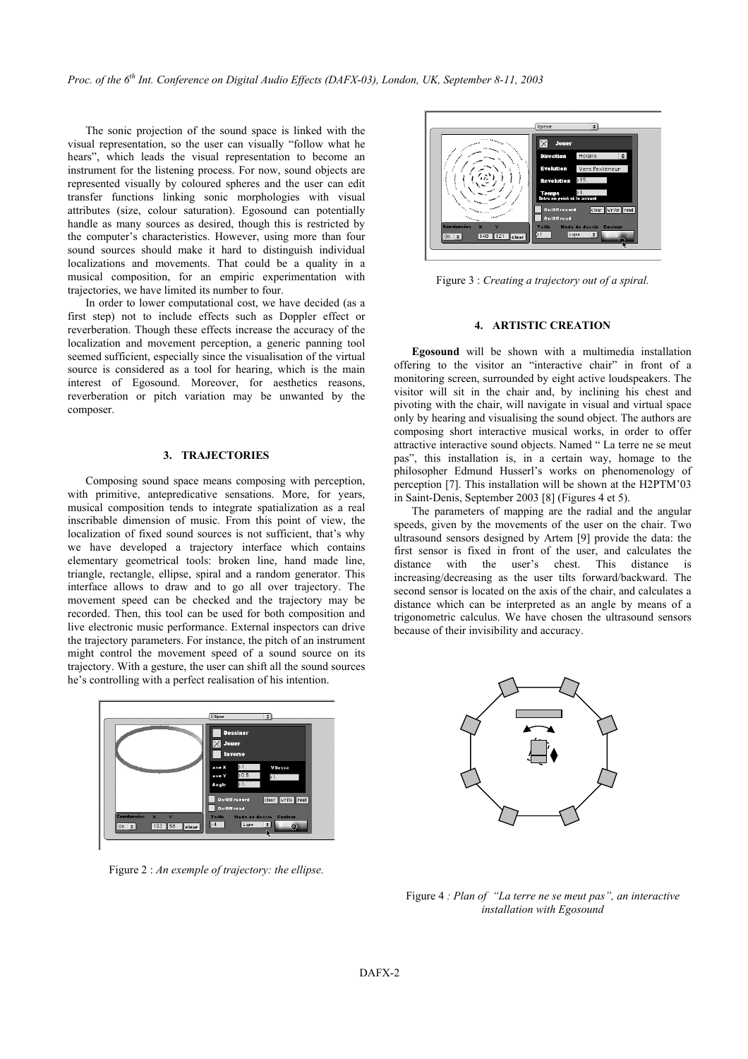The sonic projection of the sound space is linked with the visual representation, so the user can visually "follow what he hears", which leads the visual representation to become an instrument for the listening process. For now, sound objects are represented visually by coloured spheres and the user can edit transfer functions linking sonic morphologies with visual attributes (size, colour saturation). Egosound can potentially handle as many sources as desired, though this is restricted by the computer's characteristics. However, using more than four sound sources should make it hard to distinguish individual localizations and movements. That could be a quality in a musical composition, for an empiric experimentation with trajectories, we have limited its number to four.

In order to lower computational cost, we have decided (as a first step) not to include effects such as Doppler effect or reverberation. Though these effects increase the accuracy of the localization and movement perception, a generic panning tool seemed sufficient, especially since the visualisation of the virtual source is considered as a tool for hearing, which is the main interest of Egosound. Moreover, for aesthetics reasons, reverberation or pitch variation may be unwanted by the composer.

## 3. TRAJECTORIES

Composing sound space means composing with perception, with primitive, antepredicative sensations. More, for years, musical composition tends to integrate spatialization as a real inscribable dimension of music. From this point of view, the localization of fixed sound sources is not sufficient, that's why we have developed a trajectory interface which contains elementary geometrical tools: broken line, hand made line, triangle, rectangle, ellipse, spiral and a random generator. This interface allows to draw and to go all over trajectory. The movement speed can be checked and the trajectory may be recorded. Then, this tool can be used for both composition and live electronic music performance. External inspectors can drive the trajectory parameters. For instance, the pitch of an instrument might control the movement speed of a sound source on its trajectory. With a gesture, the user can shift all the sound sources he's controlling with a perfect realisation of his intention.

Figure 2 : *An exemple of trajectory: the ellipse.*

Figure 3 : *Creating a trajectory out of a spiral.*

## 4. ARTISTIC CREATION

**Egosound** will be shown with a multimedia installation offering to the visitor an "interactive chair" in front of a monitoring screen, surrounded by eight active loudspeakers. The visitor will sit in the chair and, by inclining his chest and pivoting with the chair, will navigate in visual and virtual space only by hearing and visualising the sound object. The authors are composing short interactive musical works, in order to offer attractive interactive sound objects. Named " La terre ne se meut pas", this installation is, in a certain way, homage to the philosopher Edmund Husserl's works on phenomenology of perception [7]. This installation will be shown at the H2PTM'03 in Saint-Denis, September 2003 [8] (Figures 4 et 5).

The parameters of mapping are the radial and the angular speeds, given by the movements of the user on the chair. Two ultrasound sensors designed by Artem [9] provide the data: the first sensor is fixed in front of the user, and calculates the distance with the user's chest. This distance is increasing/decreasing as the user tilts forward/backward. The second sensor is located on the axis of the chair, and calculates a distance which can be interpreted as an angle by means of a trigonometric calculus. We have chosen the ultrasound sensors because of their invisibility and accuracy.

Figure 4 *: Plan of "La terre ne se meut pas", an interactive installation with Egosound*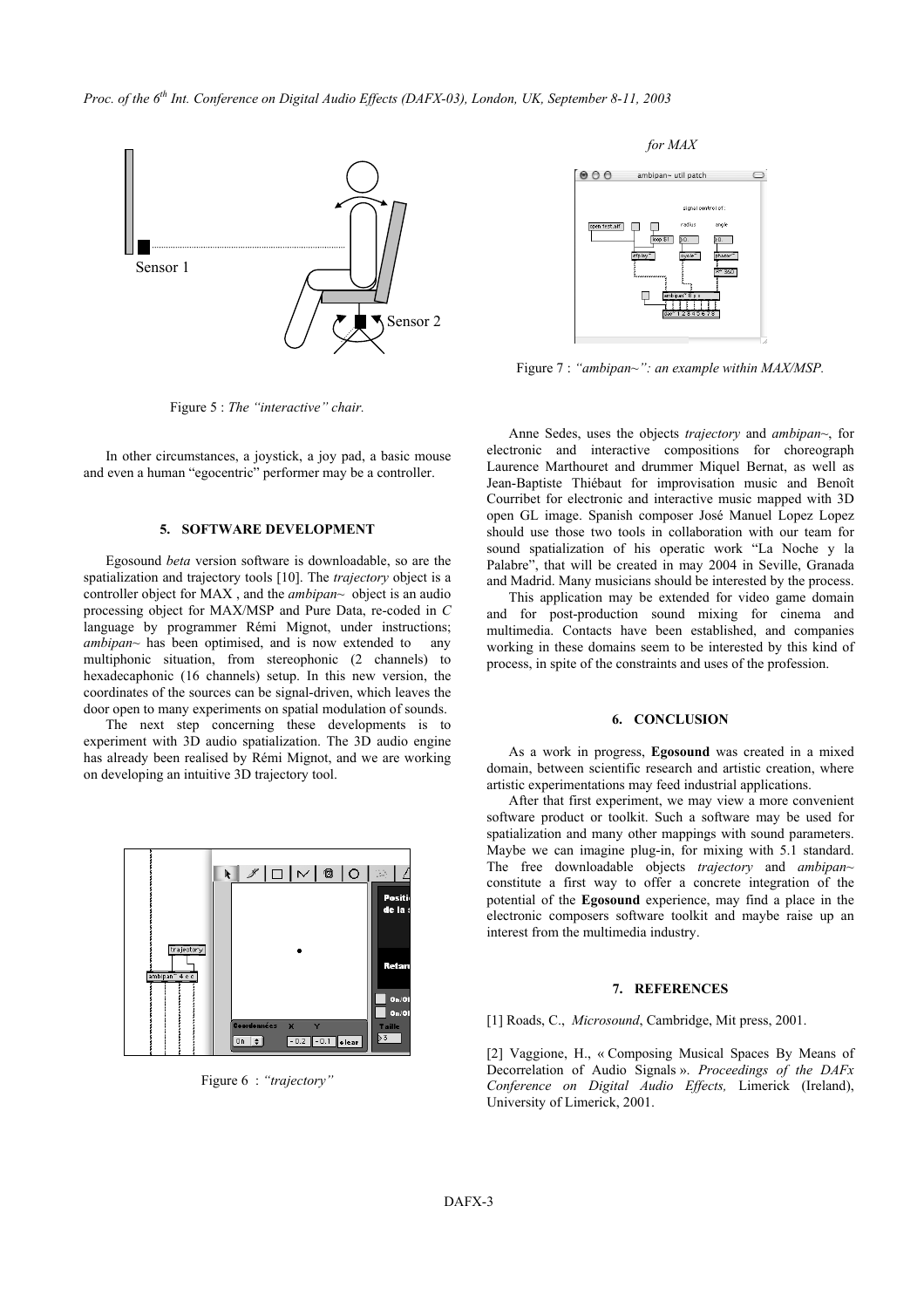Figure 5 : *The "interactive" chair.*

In other circumstances, a joystick, a joy pad, a basic mouse and even a human "egocentric" performer may be a controller.

## 5. SOFTWARE DEVELOPMENT

Egosound *beta* version software is downloadable, so are the spatialization and trajectory tools [10]. The *trajectory* object is a controller object for MAX , and the *ambipan~* object is an audio processing object for MAX/MSP and Pure Data, re-coded in *C* language by programmer Rémi Mignot, under instructions; *ambipan~* has been optimised, and is now extended to any multiphonic situation, from stereophonic (2 channels) to hexadecaphonic (16 channels) setup. In this new version, the coordinates of the sources can be signal-driven, which leaves the door open to many experiments on spatial modulation of sounds.

The next step concerning these developments is to experiment with 3D audio spatialization. The 3D audio engine has already been realised by Rémi Mignot, and we are working on developing an intuitive 3D trajectory tool.

Figure 6 : *"trajectory"*

*for MAX*

Figure 7 : *"ambipan~": an example within MAX/MSP.*

Anne Sedes, uses the objects *trajectory* and *ambipan~*, for electronic and interactive compositions for choreograph Laurence Marthouret and drummer Miquel Bernat, as well as Jean-Baptiste Thiébaut for improvisation music and Benoît Courribet for electronic and interactive music mapped with 3D open GL image. Spanish composer José Manuel Lopez Lopez should use those two tools in collaboration with our team for sound spatialization of his operatic work "La Noche y la Palabre", that will be created in may 2004 in Seville, Granada and Madrid. Many musicians should be interested by the process.

This application may be extended for video game domain and for post-production sound mixing for cinema and multimedia. Contacts have been established, and companies working in these domains seem to be interested by this kind of process, in spite of the constraints and uses of the profession.

## 6. CONCLUSION

As a work in progress, **Egosound** was created in a mixed domain, between scientific research and artistic creation, where artistic experimentations may feed industrial applications.

After that first experiment, we may view a more convenient software product or toolkit. Such a software may be used for spatialization and many other mappings with sound parameters. Maybe we can imagine plug-in, for mixing with 5.1 standard. The free downloadable objects *trajectory* and *ambipan~* constitute a first way to offer a concrete integration of the potential of the **Egosound** experience, may find a place in the electronic composers software toolkit and maybe raise up an interest from the multimedia industry.

## 7. REFERENCES

[1] Roads, C., *Microsound*, Cambridge, Mit press, 2001.

[2] Vaggione, H., « Composing Musical Spaces By Means of Decorrelation of Audio Signals ». *Proceedings of the DAFx Conference on Digital Audio Effects,* Limerick (Ireland), University of Limerick, 2001.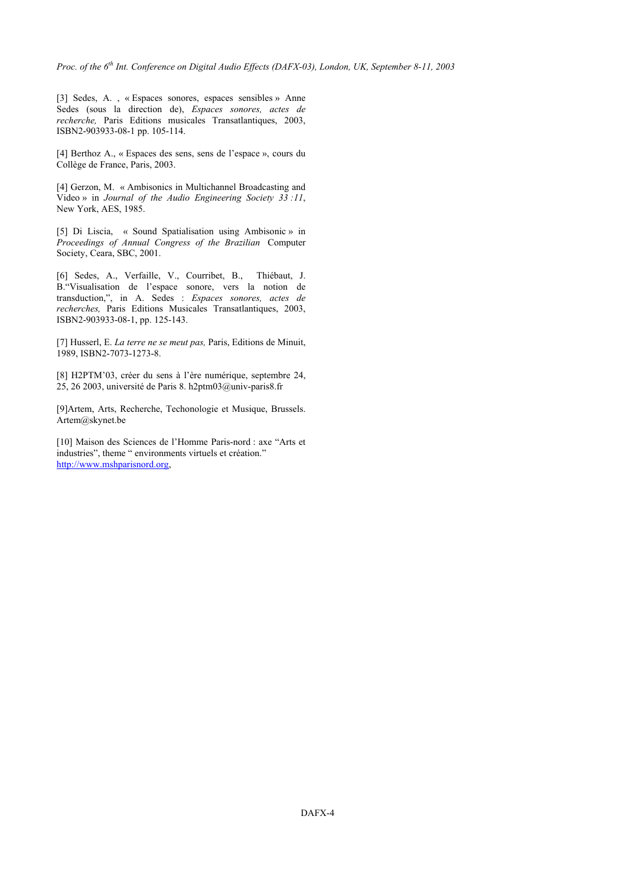[3] Sedes, A. , « Espaces sonores, espaces sensibles » Anne Sedes (sous la direction de), *Espaces sonores, actes de recherche,* Paris Editions musicales Transatlantiques, 2003, ISBN2-903933-08-1 pp. 105-114.

[4] Berthoz A., « Espaces des sens, sens de l'espace », cours du Collège de France, Paris, 2003.

[4] Gerzon, M. « Ambisonics in Multichannel Broadcasting and Video » in *Journal of the Audio Engineering Society 33 :11*, New York, AES, 1985.

[5] Di Liscia, « Sound Spatialisation using Ambisonic » in *Proceedings of Annual Congress of the Brazilian* Computer Society, Ceara, SBC, 2001.

[6] Sedes, A., Verfaille, V., Courribet, B., Thiébaut, J. B."Visualisation de l'espace sonore, vers la notion de transduction,", in A. Sedes : *Espaces sonores, actes de recherches,* Paris Editions Musicales Transatlantiques, 2003, ISBN2-903933-08-1, pp. 125-143.

[7] Husserl, E. *La terre ne se meut pas,* Paris, Editions de Minuit, 1989, ISBN2-7073-1273-8.

[8] H2PTM'03, créer du sens à l'ère numérique, septembre 24, 25, 26 2003, université de Paris 8. h2ptm03@univ-paris8.fr

[9]Artem, Arts, Recherche, Techonologie et Musique, Brussels. Artem@skynet.be

[10] Maison des Sciences de l'Homme Paris-nord : axe "Arts et industries", theme " environments virtuels et création." http://www.mshparisnord.org,